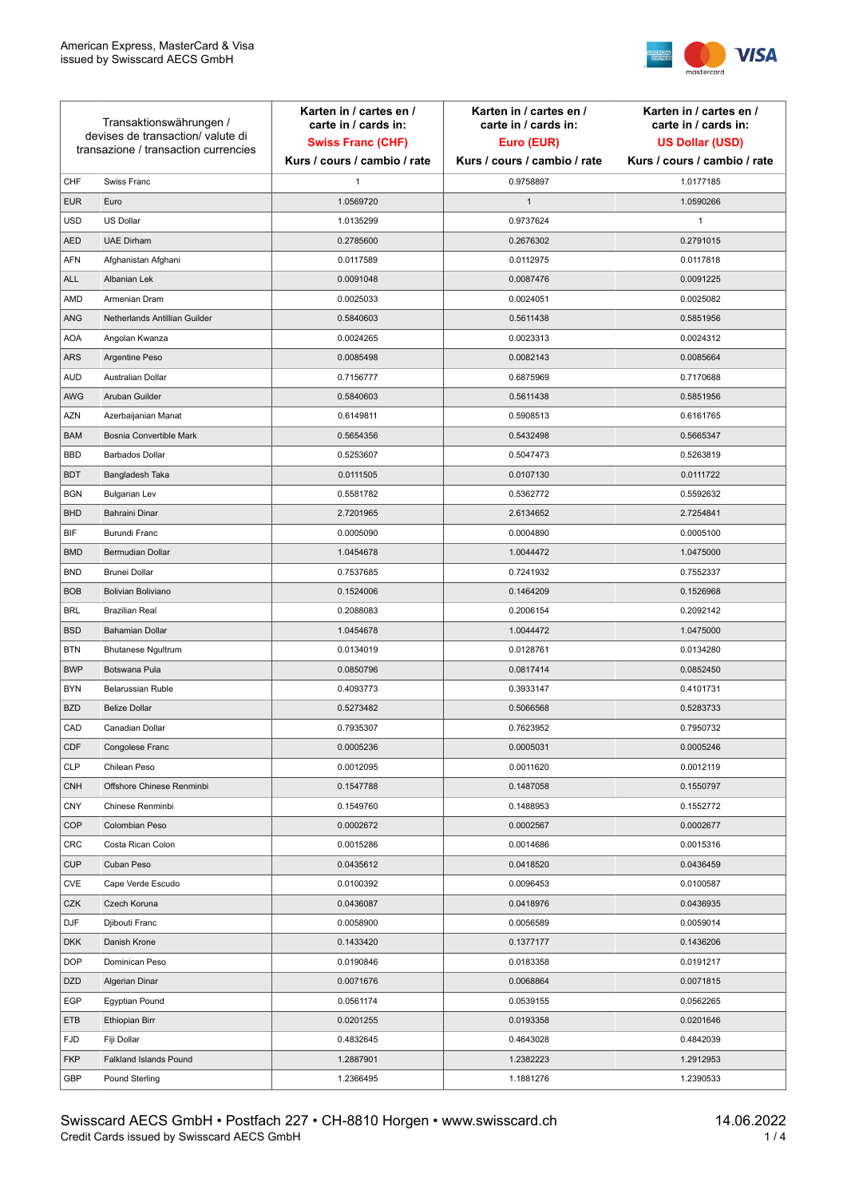American Express, MasterCard & Visa
issued by Swisscard AECS GmbH

| Transaktionswährungen / devises de transaction/ valute di transazione / transaction currencies | | Karten in / cartes en / carte in / cards in: **Swiss Franc (CHF)** Kurs / cours / cambio / rate | Karten in / cartes en / carte in / cards in: **Euro (EUR)** Kurs / cours / cambio / rate | Karten in / cartes en / carte in / cards in: **US Dollar (USD)** Kurs / cours / cambio / rate |
|---|---|---|---|---|
| CHF | Swiss Franc | 1 | 0.9758897 | 1.0177185 |
| EUR | Euro | 1.0569720 | 1 | 1.0590266 |
| USD | US Dollar | 1.0135299 | 0.9737624 | 1 |
| AED | UAE Dirham | 0.2785600 | 0.2676302 | 0.2791015 |
| AFN | Afghanistan Afghani | 0.0117589 | 0.0112975 | 0.0117818 |
| ALL | Albanian Lek | 0.0091048 | 0.0087476 | 0.0091225 |
| AMD | Armenian Dram | 0.0025033 | 0.0024051 | 0.0025082 |
| ANG | Netherlands Antillian Guilder | 0.5840603 | 0.5611438 | 0.5851956 |
| AOA | Angolan Kwanza | 0.0024265 | 0.0023313 | 0.0024312 |
| ARS | Argentine Peso | 0.0085498 | 0.0082143 | 0.0085664 |
| AUD | Australian Dollar | 0.7156777 | 0.6875969 | 0.7170688 |
| AWG | Aruban Guilder | 0.5840603 | 0.5611438 | 0.5851956 |
| AZN | Azerbaijanian Manat | 0.6149811 | 0.5908513 | 0.6161765 |
| BAM | Bosnia Convertible Mark | 0.5654356 | 0.5432498 | 0.5665347 |
| BBD | Barbados Dollar | 0.5253607 | 0.5047473 | 0.5263819 |
| BDT | Bangladesh Taka | 0.0111505 | 0.0107130 | 0.0111722 |
| BGN | Bulgarian Lev | 0.5581782 | 0.5362772 | 0.5592632 |
| BHD | Bahraini Dinar | 2.7201965 | 2.6134652 | 2.7254841 |
| BIF | Burundi Franc | 0.0005090 | 0.0004890 | 0.0005100 |
| BMD | Bermudian Dollar | 1.0454678 | 1.0044472 | 1.0475000 |
| BND | Brunei Dollar | 0.7537685 | 0.7241932 | 0.7552337 |
| BOB | Bolivian Boliviano | 0.1524006 | 0.1464209 | 0.1526968 |
| BRL | Brazilian Real | 0.2088083 | 0.2006154 | 0.2092142 |
| BSD | Bahamian Dollar | 1.0454678 | 1.0044472 | 1.0475000 |
| BTN | Bhutanese Ngultrum | 0.0134019 | 0.0128761 | 0.0134280 |
| BWP | Botswana Pula | 0.0850796 | 0.0817414 | 0.0852450 |
| BYN | Belarussian Ruble | 0.4093773 | 0.3933147 | 0.4101731 |
| BZD | Belize Dollar | 0.5273482 | 0.5066568 | 0.5283733 |
| CAD | Canadian Dollar | 0.7935307 | 0.7623952 | 0.7950732 |
| CDF | Congolese Franc | 0.0005236 | 0.0005031 | 0.0005246 |
| CLP | Chilean Peso | 0.0012095 | 0.0011620 | 0.0012119 |
| CNH | Offshore Chinese Renminbi | 0.1547788 | 0.1487058 | 0.1550797 |
| CNY | Chinese Renminbi | 0.1549760 | 0.1488953 | 0.1552772 |
| COP | Colombian Peso | 0.0002672 | 0.0002567 | 0.0002677 |
| CRC | Costa Rican Colon | 0.0015286 | 0.0014686 | 0.0015316 |
| CUP | Cuban Peso | 0.0435612 | 0.0418520 | 0.0436459 |
| CVE | Cape Verde Escudo | 0.0100392 | 0.0096453 | 0.0100587 |
| CZK | Czech Koruna | 0.0436087 | 0.0418976 | 0.0436935 |
| DJF | Djibouti Franc | 0.0058900 | 0.0056589 | 0.0059014 |
| DKK | Danish Krone | 0.1433420 | 0.1377177 | 0.1436206 |
| DOP | Dominican Peso | 0.0190846 | 0.0183358 | 0.0191217 |
| DZD | Algerian Dinar | 0.0071676 | 0.0068864 | 0.0071815 |
| EGP | Egyptian Pound | 0.0561174 | 0.0539155 | 0.0562265 |
| ETB | Ethiopian Birr | 0.0201255 | 0.0193358 | 0.0201646 |
| FJD | Fiji Dollar | 0.4832645 | 0.4643028 | 0.4842039 |
| FKP | Falkland Islands Pound | 1.2887901 | 1.2382223 | 1.2912953 |
| GBP | Pound Sterling | 1.2366495 | 1.1881276 | 1.2390533 |

Swisscard AECS GmbH • Postfach 227 • CH-8810 Horgen • www.swisscard.ch
Credit Cards issued by Swisscard AECS GmbH

14.06.2022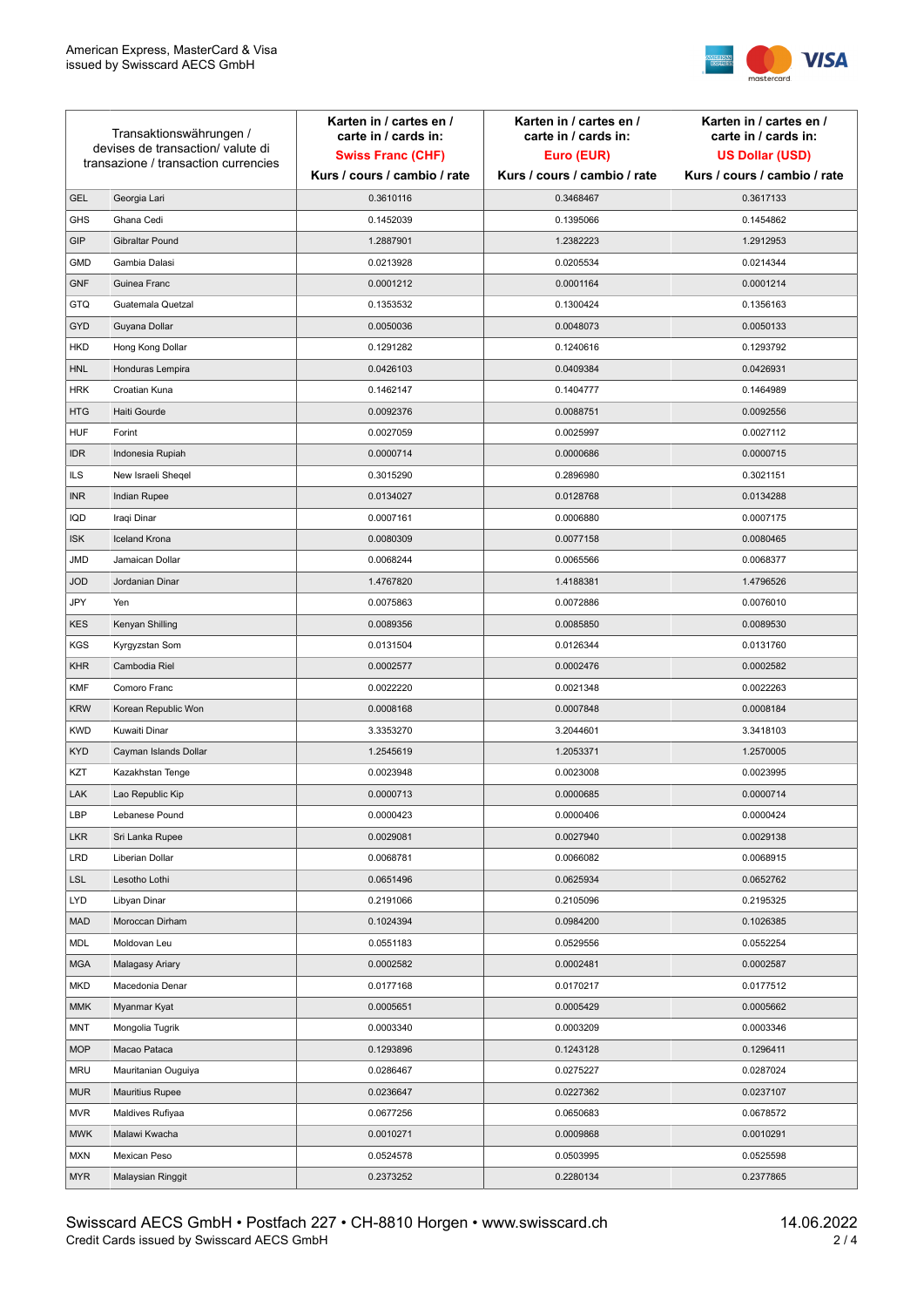| Transaktionswährungen / devises de transaction/ valute di transazione / transaction currencies | | Karten in / cartes en / carte in / cards in: **Swiss Franc (CHF)** Kurs / cours / cambio / rate | Karten in / cartes en / carte in / cards in: **Euro (EUR)** Kurs / cours / cambio / rate | Karten in / cartes en / carte in / cards in: **US Dollar (USD)** Kurs / cours / cambio / rate |
|---|---|---|---|---|
| GEL | Georgia Lari | 0.3610116 | 0.3468467 | 0.3617133 |
| GHS | Ghana Cedi | 0.1452039 | 0.1395066 | 0.1454862 |
| GIP | Gibraltar Pound | 1.2887901 | 1.2382223 | 1.2912953 |
| GMD | Gambia Dalasi | 0.0213928 | 0.0205534 | 0.0214344 |
| GNF | Guinea Franc | 0.0001212 | 0.0001164 | 0.0001214 |
| GTQ | Guatemala Quetzal | 0.1353532 | 0.1300424 | 0.1356163 |
| GYD | Guyana Dollar | 0.0050036 | 0.0048073 | 0.0050133 |
| HKD | Hong Kong Dollar | 0.1291282 | 0.1240616 | 0.1293792 |
| HNL | Honduras Lempira | 0.0426103 | 0.0409384 | 0.0426931 |
| HRK | Croatian Kuna | 0.1462147 | 0.1404777 | 0.1464989 |
| HTG | Haiti Gourde | 0.0092376 | 0.0088751 | 0.0092556 |
| HUF | Forint | 0.0027059 | 0.0025997 | 0.0027112 |
| IDR | Indonesia Rupiah | 0.0000714 | 0.0000686 | 0.0000715 |
| ILS | New Israeli Sheqel | 0.3015290 | 0.2896980 | 0.3021151 |
| INR | Indian Rupee | 0.0134027 | 0.0128768 | 0.0134288 |
| IQD | Iraqi Dinar | 0.0007161 | 0.0006880 | 0.0007175 |
| ISK | Iceland Krona | 0.0080309 | 0.0077158 | 0.0080465 |
| JMD | Jamaican Dollar | 0.0068244 | 0.0065566 | 0.0068377 |
| JOD | Jordanian Dinar | 1.4767820 | 1.4188381 | 1.4796526 |
| JPY | Yen | 0.0075863 | 0.0072886 | 0.0076010 |
| KES | Kenyan Shilling | 0.0089356 | 0.0085850 | 0.0089530 |
| KGS | Kyrgyzstan Som | 0.0131504 | 0.0126344 | 0.0131760 |
| KHR | Cambodia Riel | 0.0002577 | 0.0002476 | 0.0002582 |
| KMF | Comoro Franc | 0.0022220 | 0.0021348 | 0.0022263 |
| KRW | Korean Republic Won | 0.0008168 | 0.0007848 | 0.0008184 |
| KWD | Kuwaiti Dinar | 3.3353270 | 3.2044601 | 3.3418103 |
| KYD | Cayman Islands Dollar | 1.2545619 | 1.2053371 | 1.2570005 |
| KZT | Kazakhstan Tenge | 0.0023948 | 0.0023008 | 0.0023995 |
| LAK | Lao Republic Kip | 0.0000713 | 0.0000685 | 0.0000714 |
| LBP | Lebanese Pound | 0.0000423 | 0.0000406 | 0.0000424 |
| LKR | Sri Lanka Rupee | 0.0029081 | 0.0027940 | 0.0029138 |
| LRD | Liberian Dollar | 0.0068781 | 0.0066082 | 0.0068915 |
| LSL | Lesotho Lothi | 0.0651496 | 0.0625934 | 0.0652762 |
| LYD | Libyan Dinar | 0.2191066 | 0.2105096 | 0.2195325 |
| MAD | Moroccan Dirham | 0.1024394 | 0.0984200 | 0.1026385 |
| MDL | Moldovan Leu | 0.0551183 | 0.0529556 | 0.0552254 |
| MGA | Malagasy Ariary | 0.0002582 | 0.0002481 | 0.0002587 |
| MKD | Macedonia Denar | 0.0177168 | 0.0170217 | 0.0177512 |
| MMK | Myanmar Kyat | 0.0005651 | 0.0005429 | 0.0005662 |
| MNT | Mongolia Tugrik | 0.0003340 | 0.0003209 | 0.0003346 |
| MOP | Macao Pataca | 0.1293896 | 0.1243128 | 0.1296411 |
| MRU | Mauritanian Ouguiya | 0.0286467 | 0.0275227 | 0.0287024 |
| MUR | Mauritius Rupee | 0.0236647 | 0.0227362 | 0.0237107 |
| MVR | Maldives Rufiyaa | 0.0677256 | 0.0650683 | 0.0678572 |
| MWK | Malawi Kwacha | 0.0010271 | 0.0009868 | 0.0010291 |
| MXN | Mexican Peso | 0.0524578 | 0.0503995 | 0.0525598 |
| MYR | Malaysian Ringgit | 0.2373252 | 0.2280134 | 0.2377865 |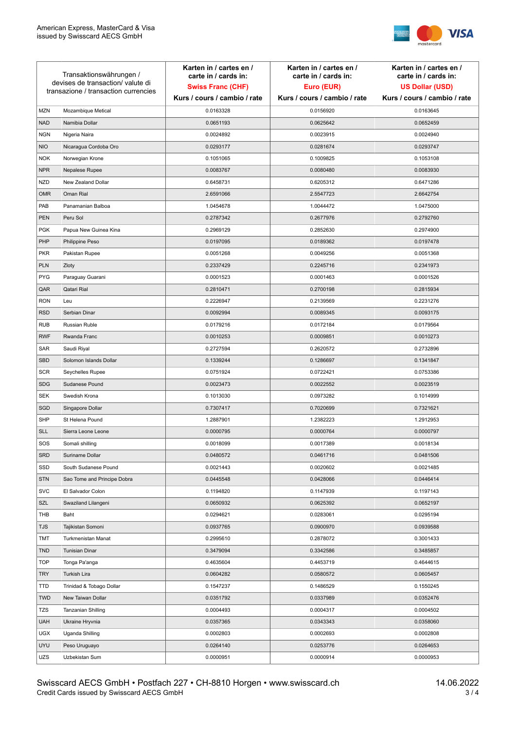| Transaktionswährungen / devises de transaction/ valute di transazione / transaction currencies | | Karten in / cartes en / carte in / cards in: **Swiss Franc (CHF)** Kurs / cours / cambio / rate | Karten in / cartes en / carte in / cards in: **Euro (EUR)** Kurs / cours / cambio / rate | Karten in / cartes en / carte in / cards in: **US Dollar (USD)** Kurs / cours / cambio / rate |
|---|---|---|---|---|
| MZN | Mozambique Metical | 0.0163328 | 0.0156920 | 0.0163645 |
| NAD | Namibia Dollar | 0.0651193 | 0.0625642 | 0.0652459 |
| NGN | Nigeria Naira | 0.0024892 | 0.0023915 | 0.0024940 |
| NIO | Nicaragua Cordoba Oro | 0.0293177 | 0.0281674 | 0.0293747 |
| NOK | Norwegian Krone | 0.1051065 | 0.1009825 | 0.1053108 |
| NPR | Nepalese Rupee | 0.0083767 | 0.0080480 | 0.0083930 |
| NZD | New Zealand Dollar | 0.6458731 | 0.6205312 | 0.6471286 |
| OMR | Oman Rial | 2.6591066 | 2.5547723 | 2.6642754 |
| PAB | Panamanian Balboa | 1.0454678 | 1.0044472 | 1.0475000 |
| PEN | Peru Sol | 0.2787342 | 0.2677976 | 0.2792760 |
| PGK | Papua New Guinea Kina | 0.2969129 | 0.2852630 | 0.2974900 |
| PHP | Philippine Peso | 0.0197095 | 0.0189362 | 0.0197478 |
| PKR | Pakistan Rupee | 0.0051268 | 0.0049256 | 0.0051368 |
| PLN | Zloty | 0.2337429 | 0.2245716 | 0.2341973 |
| PYG | Paraguay Guarani | 0.0001523 | 0.0001463 | 0.0001526 |
| QAR | Qatari Rial | 0.2810471 | 0.2700198 | 0.2815934 |
| RON | Leu | 0.2226947 | 0.2139569 | 0.2231276 |
| RSD | Serbian Dinar | 0.0092994 | 0.0089345 | 0.0093175 |
| RUB | Russian Ruble | 0.0179216 | 0.0172184 | 0.0179564 |
| RWF | Rwanda Franc | 0.0010253 | 0.0009851 | 0.0010273 |
| SAR | Saudi Riyal | 0.2727594 | 0.2620572 | 0.2732896 |
| SBD | Solomon Islands Dollar | 0.1339244 | 0.1286697 | 0.1341847 |
| SCR | Seychelles Rupee | 0.0751924 | 0.0722421 | 0.0753386 |
| SDG | Sudanese Pound | 0.0023473 | 0.0022552 | 0.0023519 |
| SEK | Swedish Krona | 0.1013030 | 0.0973282 | 0.1014999 |
| SGD | Singapore Dollar | 0.7307417 | 0.7020699 | 0.7321621 |
| SHP | St Helena Pound | 1.2887901 | 1.2382223 | 1.2912953 |
| SLL | Sierra Leone Leone | 0.0000795 | 0.0000764 | 0.0000797 |
| SOS | Somali shilling | 0.0018099 | 0.0017389 | 0.0018134 |
| SRD | Suriname Dollar | 0.0480572 | 0.0461716 | 0.0481506 |
| SSD | South Sudanese Pound | 0.0021443 | 0.0020602 | 0.0021485 |
| STN | Sao Tome and Principe Dobra | 0.0445548 | 0.0428066 | 0.0446414 |
| SVC | El Salvador Colon | 0.1194820 | 0.1147939 | 0.1197143 |
| SZL | Swaziland Lilangeni | 0.0650932 | 0.0625392 | 0.0652197 |
| THB | Baht | 0.0294621 | 0.0283061 | 0.0295194 |
| TJS | Tajikistan Somoni | 0.0937765 | 0.0900970 | 0.0939588 |
| TMT | Turkmenistan Manat | 0.2995610 | 0.2878072 | 0.3001433 |
| TND | Tunisian Dinar | 0.3479094 | 0.3342586 | 0.3485857 |
| TOP | Tonga Pa'anga | 0.4635604 | 0.4453719 | 0.4644615 |
| TRY | Turkish Lira | 0.0604282 | 0.0580572 | 0.0605457 |
| TTD | Trinidad & Tobago Dollar | 0.1547237 | 0.1486529 | 0.1550245 |
| TWD | New Taiwan Dollar | 0.0351792 | 0.0337989 | 0.0352476 |
| TZS | Tanzanian Shilling | 0.0004493 | 0.0004317 | 0.0004502 |
| UAH | Ukraine Hryvnia | 0.0357365 | 0.0343343 | 0.0358060 |
| UGX | Uganda Shilling | 0.0002803 | 0.0002693 | 0.0002808 |
| UYU | Peso Uruguayo | 0.0264140 | 0.0253776 | 0.0264653 |
| UZS | Uzbekistan Sum | 0.0000951 | 0.0000914 | 0.0000953 |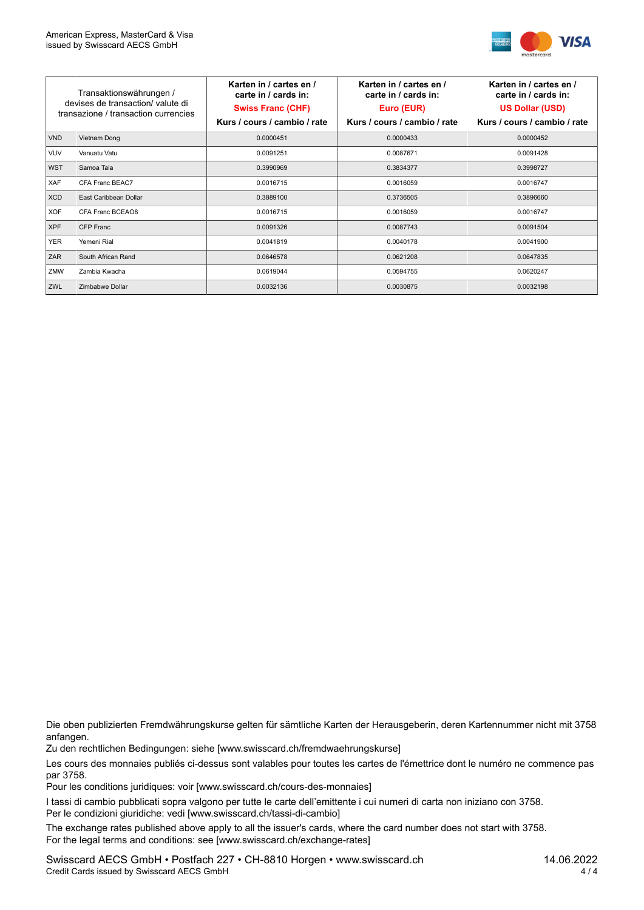| Transaktionswährungen / devises de transaction/ valute di transazione / transaction currencies | | Karten in / cartes en / carte in / cards in: **Swiss Franc (CHF)** Kurs / cours / cambio / rate | Karten in / cartes en / carte in / cards in: **Euro (EUR)** Kurs / cours / cambio / rate | Karten in / cartes en / carte in / cards in: **US Dollar (USD)** Kurs / cours / cambio / rate |
|---|---|---|---|---|
| VND | Vietnam Dong | 0.0000451 | 0.0000433 | 0.0000452 |
| VUV | Vanuatu Vatu | 0.0091251 | 0.0087671 | 0.0091428 |
| WST | Samoa Tala | 0.3990969 | 0.3834377 | 0.3998727 |
| XAF | CFA Franc BEAC7 | 0.0016715 | 0.0016059 | 0.0016747 |
| XCD | East Caribbean Dollar | 0.3889100 | 0.3736505 | 0.3896660 |
| XOF | CFA Franc BCEAO8 | 0.0016715 | 0.0016059 | 0.0016747 |
| XPF | CFP Franc | 0.0091326 | 0.0087743 | 0.0091504 |
| YER | Yemeni Rial | 0.0041819 | 0.0040178 | 0.0041900 |
| ZAR | South African Rand | 0.0646578 | 0.0621208 | 0.0647835 |
| ZMW | Zambia Kwacha | 0.0619044 | 0.0594755 | 0.0620247 |
| ZWL | Zimbabwe Dollar | 0.0032136 | 0.0030875 | 0.0032198 |

Die oben publizierten Fremdwährungskurse gelten für sämtliche Karten der Herausgeberin, deren Kartennummer nicht mit 3758 anfangen.
Zu den rechtlichen Bedingungen: siehe [www.swisscard.ch/fremdwaehrungskurse]

Les cours des monnaies publiés ci-dessus sont valables pour toutes les cartes de l'émettrice dont le numéro ne commence pas par 3758.
Pour les conditions juridiques: voir [www.swisscard.ch/cours-des-monnaies]

I tassi di cambio pubblicati sopra valgono per tutte le carte dell'emittente i cui numeri di carta non iniziano con 3758.
Per le condizioni giuridiche: vedi [www.swisscard.ch/tassi-di-cambio]

The exchange rates published above apply to all the issuer's cards, where the card number does not start with 3758.
For the legal terms and conditions: see [www.swisscard.ch/exchange-rates]

Swisscard AECS GmbH • Postfach 227 • CH-8810 Horgen • www.swisscard.ch
Credit Cards issued by Swisscard AECS GmbH

14.06.2022